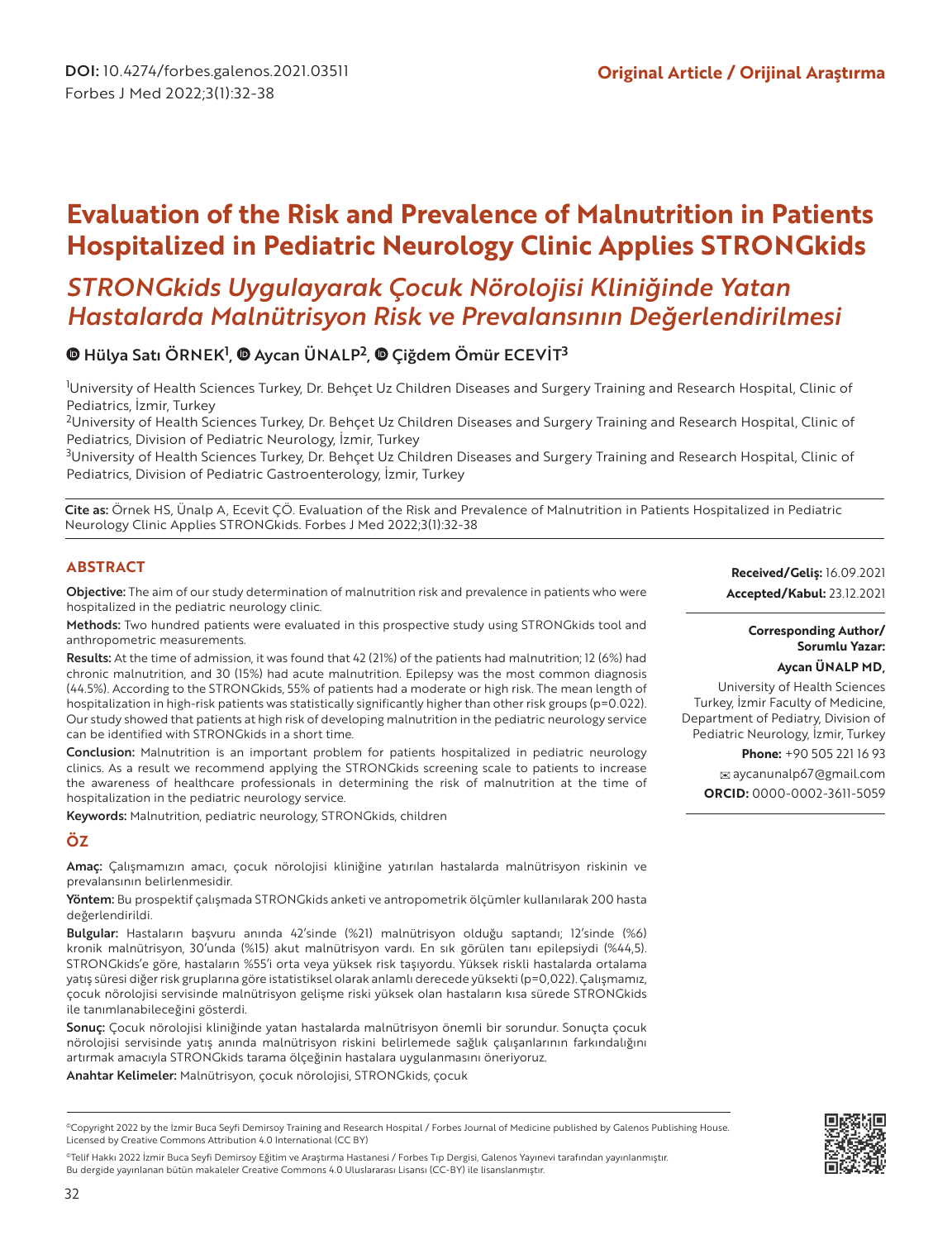DOI: 10.4274/forbes.galenos.2021.03511

Forbes J Med 2022;3(1):32-38

**Original Article / Orijinal Araştırma**

# Evaluation of the Risk and Prevalence of Malnutrition in Patients Hospitalized in Pediatric Neurology Clinic Applies STRONGkids

## *STRONGkids Uygulayarak Çocuk Nörolojisi Kliniğinde Yatan Hastalarda Malnütrisyon Risk ve Prevalansının Değerlendirilmesi*

**Hülya Satı ÖRNEK[1], Aycan ÜNALP[2], Çiğdem Ömür ECEVİT[3]**

[1]University of Health Sciences Turkey, Dr. Behçet Uz Children Diseases and Surgery Training and Research Hospital, Clinic of Pediatrics, İzmir, Turkey

[2]University of Health Sciences Turkey, Dr. Behçet Uz Children Diseases and Surgery Training and Research Hospital, Clinic of Pediatrics, Division of Pediatric Neurology, İzmir, Turkey

[3]University of Health Sciences Turkey, Dr. Behçet Uz Children Diseases and Surgery Training and Research Hospital, Clinic of Pediatrics, Division of Pediatric Gastroenterology, İzmir, Turkey

**Cite as:** Örnek HS, Ünalp A, Ecevit ÇÖ. Evaluation of the Risk and Prevalence of Malnutrition in Patients Hospitalized in Pediatric Neurology Clinic Applies STRONGkids. Forbes J Med 2022;3(1):32-38

**Received/Geliş:** 16.09.2021

**Accepted/Kabul:** 23.12.2021

**Corresponding Author/ Sorumlu Yazar:**

**Aycan ÜNALP MD,**

University of Health Sciences Turkey, İzmir Faculty of Medicine, Department of Pediatry, Division of Pediatric Neurology, İzmir, Turkey

**Phone:** +90 505 221 16 93

aycanunalp67@gmail.com

**ORCID:** 0000-0002-3611-5059

## ABSTRACT

**Objective:** The aim of our study determination of malnutrition risk and prevalence in patients who were hospitalized in the pediatric neurology clinic.

**Methods:** Two hundred patients were evaluated in this prospective study using STRONGkids tool and anthropometric measurements.

**Results:** At the time of admission, it was found that 42 (21%) of the patients had malnutrition; 12 (6%) had chronic malnutrition, and 30 (15%) had acute malnutrition. Epilepsy was the most common diagnosis (44.5%). According to the STRONGkids, 55% of patients had a moderate or high risk. The mean length of hospitalization in high-risk patients was statistically significantly higher than other risk groups (p=0.022). Our study showed that patients at high risk of developing malnutrition in the pediatric neurology service can be identified with STRONGkids in a short time.

**Conclusion:** Malnutrition is an important problem for patients hospitalized in pediatric neurology clinics. As a result we recommend applying the STRONGkids screening scale to patients to increase the awareness of healthcare professionals in determining the risk of malnutrition at the time of hospitalization in the pediatric neurology service.

**Keywords:** Malnutrition, pediatric neurology, STRONGkids, children

## ÖZ

**Amaç:** Çalışmamızın amacı, çocuk nörolojisi kliniğine yatırılan hastalarda malnütrisyon riskinin ve prevalansının belirlenmesidir.

**Yöntem:** Bu prospektif çalışmada STRONGkids anketi ve antropometrik ölçümler kullanılarak 200 hasta değerlendirildi.

**Bulgular:** Hastaların başvuru anında 42'sinde (%21) malnütrisyon olduğu saptandı; 12'sinde (%6) kronik malnütrisyon, 30'unda (%15) akut malnütrisyon vardı. En sık görülen tanı epilepsiydi (%44,5). STRONGkids'e göre, hastaların %55'i orta veya yüksek risk taşıyordu. Yüksek riskli hastalarda ortalama yatış süresi diğer risk gruplarına göre istatistiksel olarak anlamlı derecede yüksekti (p=0,022). Çalışmamız, çocuk nörolojisi servisinde malnütrisyon gelişme riski yüksek olan hastaların kısa sürede STRONGkids ile tanımlanabileceğini gösterdi.

**Sonuç:** Çocuk nörolojisi kliniğinde yatan hastalarda malnütrisyon önemli bir sorundur. Sonuçta çocuk nörolojisi servisinde yatış anında malnütrisyon riskini belirlemede sağlık çalışanlarının farkındalığını artırmak amacıyla STRONGkids tarama ölçeğinin hastalara uygulanmasını öneriyoruz.

**Anahtar Kelimeler:** Malnütrisyon, çocuk nörolojisi, STRONGkids, çocuk

©Copyright 2022 by the İzmir Buca Seyfi Demirsoy Training and Research Hospital / Forbes Journal of Medicine published by Galenos Publishing House. Licensed by Creative Commons Attribution 4.0 International (CC BY)

©Telif Hakkı 2022 İzmir Buca Seyfi Demirsoy Eğitim ve Araştırma Hastanesi / Forbes Tıp Dergisi, Galenos Yayınevi tarafından yayınlanmıştır. Bu dergide yayınlanan bütün makaleler Creative Commons 4.0 Uluslararası Lisansı (CC-BY) ile lisanslanmıştır.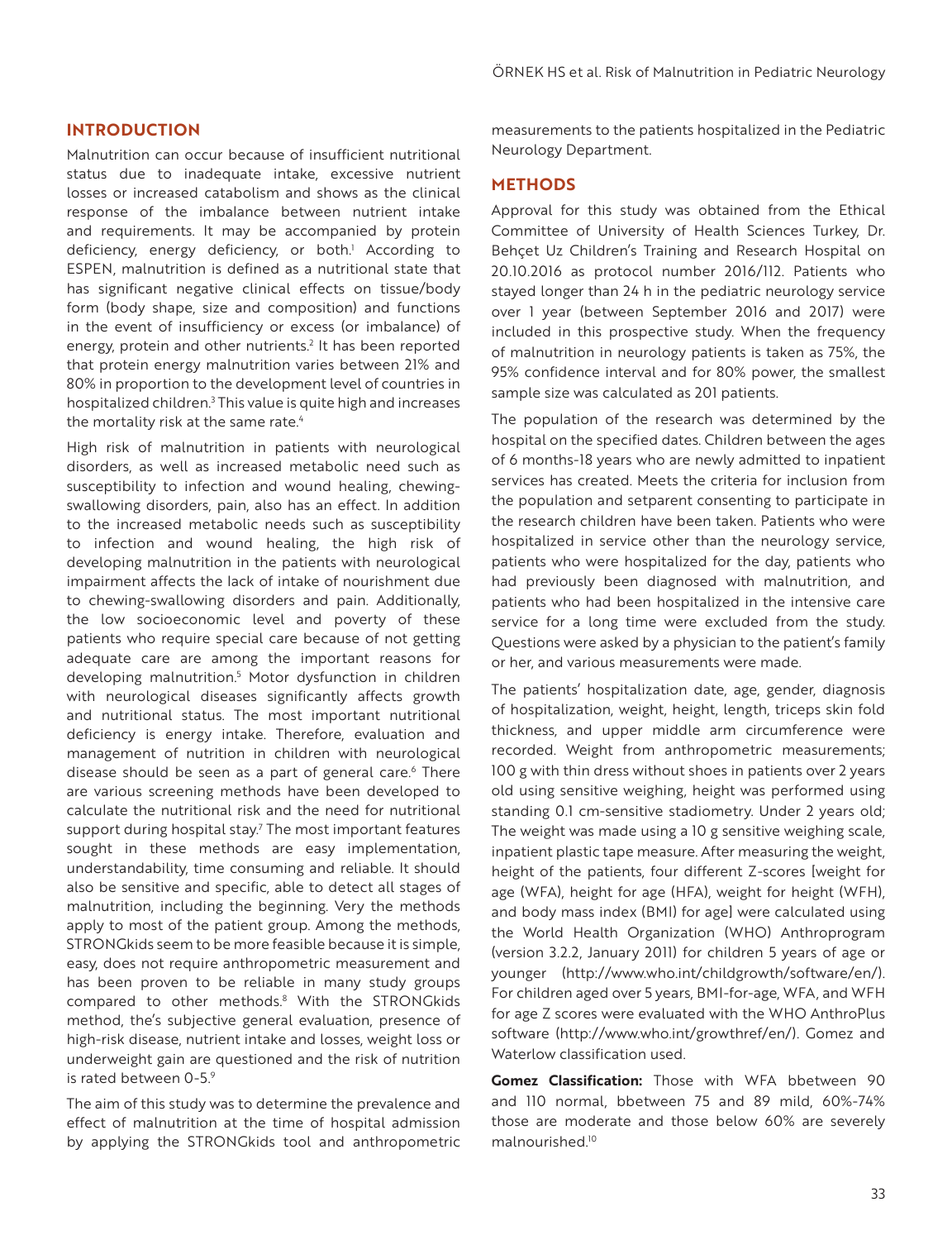## INTRODUCTION

Malnutrition can occur because of insufficient nutritional status due to inadequate intake, excessive nutrient losses or increased catabolism and shows as the clinical response of the imbalance between nutrient intake and requirements. It may be accompanied by protein deficiency, energy deficiency, or both.[1] According to ESPEN, malnutrition is defined as a nutritional state that has significant negative clinical effects on tissue/body form (body shape, size and composition) and functions in the event of insufficiency or excess (or imbalance) of energy, protein and other nutrients.[2] It has been reported that protein energy malnutrition varies between 21% and 80% in proportion to the development level of countries in hospitalized children.[3] This value is quite high and increases the mortality risk at the same rate.[4]

High risk of malnutrition in patients with neurological disorders, as well as increased metabolic need such as susceptibility to infection and wound healing, chewing-swallowing disorders, pain, also has an effect. In addition to the increased metabolic needs such as susceptibility to infection and wound healing, the high risk of developing malnutrition in the patients with neurological impairment affects the lack of intake of nourishment due to chewing-swallowing disorders and pain. Additionally, the low socioeconomic level and poverty of these patients who require special care because of not getting adequate care are among the important reasons for developing malnutrition.[5] Motor dysfunction in children with neurological diseases significantly affects growth and nutritional status. The most important nutritional deficiency is energy intake. Therefore, evaluation and management of nutrition in children with neurological disease should be seen as a part of general care.[6] There are various screening methods have been developed to calculate the nutritional risk and the need for nutritional support during hospital stay.[7] The most important features sought in these methods are easy implementation, understandability, time consuming and reliable. It should also be sensitive and specific, able to detect all stages of malnutrition, including the beginning. Very the methods apply to most of the patient group. Among the methods, STRONGkids seem to be more feasible because it is simple, easy, does not require anthropometric measurement and has been proven to be reliable in many study groups compared to other methods.[8] With the STRONGkids method, the's subjective general evaluation, presence of high-risk disease, nutrient intake and losses, weight loss or underweight gain are questioned and the risk of nutrition is rated between 0-5.[9]

The aim of this study was to determine the prevalence and effect of malnutrition at the time of hospital admission by applying the STRONGkids tool and anthropometric measurements to the patients hospitalized in the Pediatric Neurology Department.

## METHODS

Approval for this study was obtained from the Ethical Committee of University of Health Sciences Turkey, Dr. Behçet Uz Children's Training and Research Hospital on 20.10.2016 as protocol number 2016/112. Patients who stayed longer than 24 h in the pediatric neurology service over 1 year (between September 2016 and 2017) were included in this prospective study. When the frequency of malnutrition in neurology patients is taken as 75%, the 95% confidence interval and for 80% power, the smallest sample size was calculated as 201 patients.

The population of the research was determined by the hospital on the specified dates. Children between the ages of 6 months-18 years who are newly admitted to inpatient services has created. Meets the criteria for inclusion from the population and setparent consenting to participate in the research children have been taken. Patients who were hospitalized in service other than the neurology service, patients who were hospitalized for the day, patients who had previously been diagnosed with malnutrition, and patients who had been hospitalized in the intensive care service for a long time were excluded from the study. Questions were asked by a physician to the patient's family or her, and various measurements were made.

The patients' hospitalization date, age, gender, diagnosis of hospitalization, weight, height, length, triceps skin fold thickness, and upper middle arm circumference were recorded. Weight from anthropometric measurements; 100 g with thin dress without shoes in patients over 2 years old using sensitive weighing, height was performed using standing 0.1 cm-sensitive stadiometry. Under 2 years old; The weight was made using a 10 g sensitive weighing scale, inpatient plastic tape measure. After measuring the weight, height of the patients, four different Z-scores [weight for age (WFA), height for age (HFA), weight for height (WFH), and body mass index (BMI) for age] were calculated using the World Health Organization (WHO) Anthroprogram (version 3.2.2, January 2011) for children 5 years of age or younger (http://www.who.int/childgrowth/software/en/). For children aged over 5 years, BMI-for-age, WFA, and WFH for age Z scores were evaluated with the WHO AnthroPlus software (http://www.who.int/growthref/en/). Gomez and Waterlow classification used.

**Gomez Classification:** Those with WFA bbetween 90 and 110 normal, bbetween 75 and 89 mild, 60%-74% those are moderate and those below 60% are severely malnourished.[10]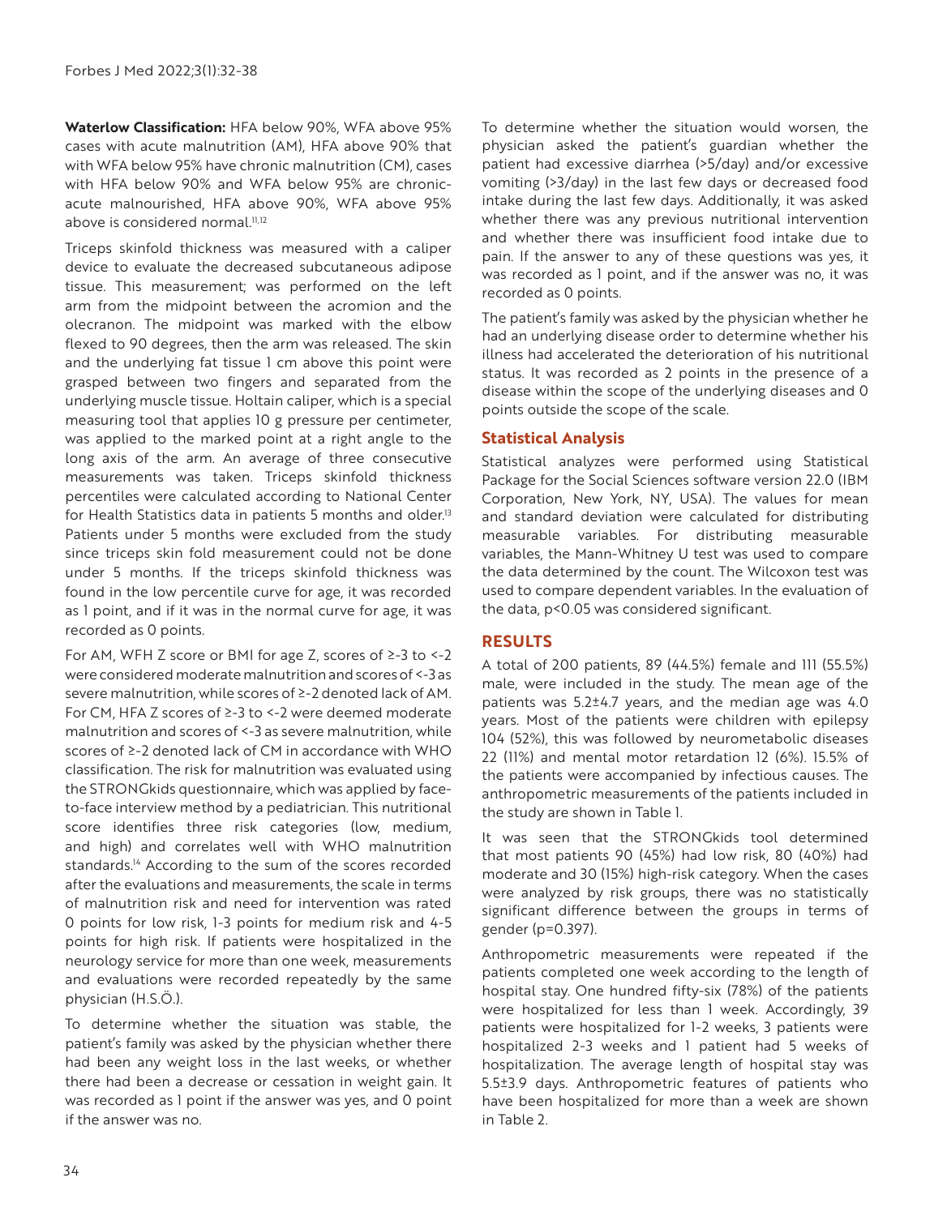**Waterlow Classification:** HFA below 90%, WFA above 95% cases with acute malnutrition (AM), HFA above 90% that with WFA below 95% have chronic malnutrition (CM), cases with HFA below 90% and WFA below 95% are chronic-acute malnourished, HFA above 90%, WFA above 95% above is considered normal.[11,12]

Triceps skinfold thickness was measured with a caliper device to evaluate the decreased subcutaneous adipose tissue. This measurement; was performed on the left arm from the midpoint between the acromion and the olecranon. The midpoint was marked with the elbow flexed to 90 degrees, then the arm was released. The skin and the underlying fat tissue 1 cm above this point were grasped between two fingers and separated from the underlying muscle tissue. Holtain caliper, which is a special measuring tool that applies 10 g pressure per centimeter, was applied to the marked point at a right angle to the long axis of the arm. An average of three consecutive measurements was taken. Triceps skinfold thickness percentiles were calculated according to National Center for Health Statistics data in patients 5 months and older.[13] Patients under 5 months were excluded from the study since triceps skin fold measurement could not be done under 5 months. If the triceps skinfold thickness was found in the low percentile curve for age, it was recorded as 1 point, and if it was in the normal curve for age, it was recorded as 0 points.

For AM, WFH Z score or BMI for age Z, scores of ≥-3 to <-2 were considered moderate malnutrition and scores of <-3 as severe malnutrition, while scores of ≥-2 denoted lack of AM. For CM, HFA Z scores of ≥-3 to <-2 were deemed moderate malnutrition and scores of <-3 as severe malnutrition, while scores of ≥-2 denoted lack of CM in accordance with WHO classification. The risk for malnutrition was evaluated using the STRONGkids questionnaire, which was applied by face-to-face interview method by a pediatrician. This nutritional score identifies three risk categories (low, medium, and high) and correlates well with WHO malnutrition standards.[14] According to the sum of the scores recorded after the evaluations and measurements, the scale in terms of malnutrition risk and need for intervention was rated 0 points for low risk, 1-3 points for medium risk and 4-5 points for high risk. If patients were hospitalized in the neurology service for more than one week, measurements and evaluations were recorded repeatedly by the same physician (H.S.Ö.).

To determine whether the situation was stable, the patient's family was asked by the physician whether there had been any weight loss in the last weeks, or whether there had been a decrease or cessation in weight gain. It was recorded as 1 point if the answer was yes, and 0 point if the answer was no.

To determine whether the situation would worsen, the physician asked the patient's guardian whether the patient had excessive diarrhea (>5/day) and/or excessive vomiting (>3/day) in the last few days or decreased food intake during the last few days. Additionally, it was asked whether there was any previous nutritional intervention and whether there was insufficient food intake due to pain. If the answer to any of these questions was yes, it was recorded as 1 point, and if the answer was no, it was recorded as 0 points.

The patient's family was asked by the physician whether he had an underlying disease order to determine whether his illness had accelerated the deterioration of his nutritional status. It was recorded as 2 points in the presence of a disease within the scope of the underlying diseases and 0 points outside the scope of the scale.

## Statistical Analysis

Statistical analyzes were performed using Statistical Package for the Social Sciences software version 22.0 (IBM Corporation, New York, NY, USA). The values for mean and standard deviation were calculated for distributing measurable variables. For distributing measurable variables, the Mann-Whitney U test was used to compare the data determined by the count. The Wilcoxon test was used to compare dependent variables. In the evaluation of the data, $p<0.05$ was considered significant.

## RESULTS

A total of 200 patients, 89 (44.5%) female and 111 (55.5%) male, were included in the study. The mean age of the patients was 5.2±4.7 years, and the median age was 4.0 years. Most of the patients were children with epilepsy 104 (52%), this was followed by neurometabolic diseases 22 (11%) and mental motor retardation 12 (6%). 15.5% of the patients were accompanied by infectious causes. The anthropometric measurements of the patients included in the study are shown in Table 1.

It was seen that the STRONGkids tool determined that most patients 90 (45%) had low risk, 80 (40%) had moderate and 30 (15%) high-risk category. When the cases were analyzed by risk groups, there was no statistically significant difference between the groups in terms of gender ($p=0.397$).

Anthropometric measurements were repeated if the patients completed one week according to the length of hospital stay. One hundred fifty-six (78%) of the patients were hospitalized for less than 1 week. Accordingly, 39 patients were hospitalized for 1-2 weeks, 3 patients were hospitalized 2-3 weeks and 1 patient had 5 weeks of hospitalization. The average length of hospital stay was 5.5±3.9 days. Anthropometric features of patients who have been hospitalized for more than a week are shown in Table 2.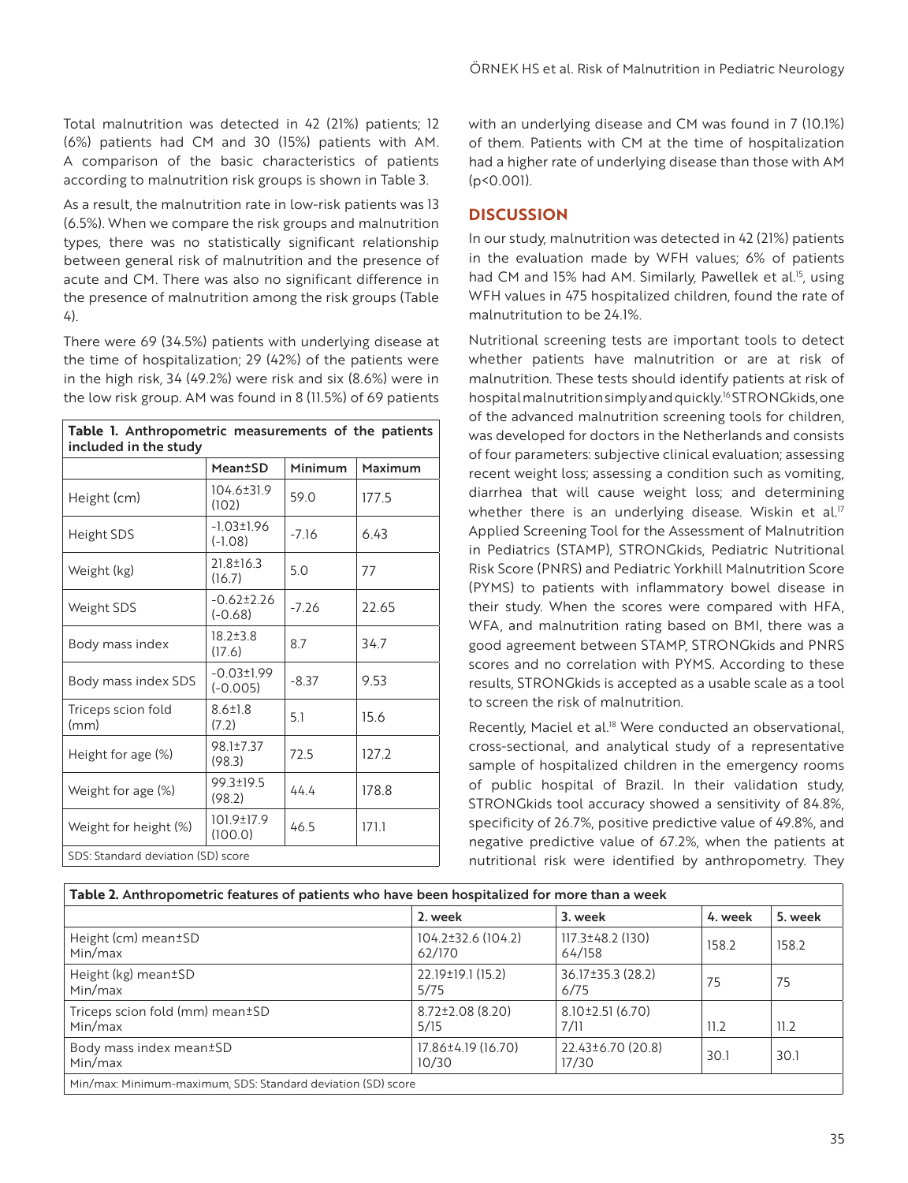Total malnutrition was detected in 42 (21%) patients; 12 (6%) patients had CM and 30 (15%) patients with AM. A comparison of the basic characteristics of patients according to malnutrition risk groups is shown in Table 3.

As a result, the malnutrition rate in low-risk patients was 13 (6.5%). When we compare the risk groups and malnutrition types, there was no statistically significant relationship between general risk of malnutrition and the presence of acute and CM. There was also no significant difference in the presence of malnutrition among the risk groups (Table 4).

There were 69 (34.5%) patients with underlying disease at the time of hospitalization; 29 (42%) of the patients were in the high risk, 34 (49.2%) were risk and six (8.6%) were in the low risk group. AM was found in 8 (11.5%) of 69 patients with an underlying disease and CM was found in 7 (10.1%) of them. Patients with CM at the time of hospitalization had a higher rate of underlying disease than those with AM (p<0.001).

**Table 1.** Anthropometric measurements of the patients included in the study

| | Mean±SD | Minimum | Maximum |
|---|---|---|---|
| Height (cm) | 104.6±31.9 (102) | 59.0 | 177.5 |
| Height SDS | -1.03±1.96 (-1.08) | -7.16 | 6.43 |
| Weight (kg) | 21.8±16.3 (16.7) | 5.0 | 77 |
| Weight SDS | -0.62±2.26 (-0.68) | -7.26 | 22.65 |
| Body mass index | 18.2±3.8 (17.6) | 8.7 | 34.7 |
| Body mass index SDS | -0.03±1.99 (-0.005) | -8.37 | 9.53 |
| Triceps scion fold (mm) | 8.6±1.8 (7.2) | 5.1 | 15.6 |
| Height for age (%) | 98.1±7.37 (98.3) | 72.5 | 127.2 |
| Weight for age (%) | 99.3±19.5 (98.2) | 44.4 | 178.8 |
| Weight for height (%) | 101.9±17.9 (100.0) | 46.5 | 171.1 |

SDS: Standard deviation (SD) score

## DISCUSSION

In our study, malnutrition was detected in 42 (21%) patients in the evaluation made by WFH values; 6% of patients had CM and 15% had AM. Similarly, Pawellek et al.[15], using WFH values in 475 hospitalized children, found the rate of malnutritution to be 24.1%.

Nutritional screening tests are important tools to detect whether patients have malnutrition or are at risk of malnutrition. These tests should identify patients at risk of hospital malnutrition simply and quickly.[16] STRONGkids, one of the advanced malnutrition screening tools for children, was developed for doctors in the Netherlands and consists of four parameters: subjective clinical evaluation; assessing recent weight loss; assessing a condition such as vomiting, diarrhea that will cause weight loss; and determining whether there is an underlying disease. Wiskin et al.[17] Applied Screening Tool for the Assessment of Malnutrition in Pediatrics (STAMP), STRONGkids, Pediatric Nutritional Risk Score (PNRS) and Pediatric Yorkhill Malnutrition Score (PYMS) to patients with inflammatory bowel disease in their study. When the scores were compared with HFA, WFA, and malnutrition rating based on BMI, there was a good agreement between STAMP, STRONGkids and PNRS scores and no correlation with PYMS. According to these results, STRONGkids is accepted as a usable scale as a tool to screen the risk of malnutrition.

Recently, Maciel et al.[18] Were conducted an observational, cross-sectional, and analytical study of a representative sample of hospitalized children in the emergency rooms of public hospital of Brazil. In their validation study, STRONGkids tool accuracy showed a sensitivity of 84.8%, specificity of 26.7%, positive predictive value of 49.8%, and negative predictive value of 67.2%, when the patients at nutritional risk were identified by anthropometry. They

**Table 2.** Anthropometric features of patients who have been hospitalized for more than a week

| | 2. week | 3. week | 4. week | 5. week |
|---|---|---|---|---|
| Height (cm) mean±SD<br>Min/max | 104.2±32.6 (104.2)<br>62/170 | 117.3±48.2 (130)<br>64/158 | 158.2 | 158.2 |
| Height (kg) mean±SD<br>Min/max | 22.19±19.1 (15.2)<br>5/75 | 36.17±35.3 (28.2)<br>6/75 | 75 | 75 |
| Triceps scion fold (mm) mean±SD<br>Min/max | 8.72±2.08 (8.20)<br>5/15 | 8.10±2.51 (6.70)<br>7/11 | 11.2 | 11.2 |
| Body mass index mean±SD<br>Min/max | 17.86±4.19 (16.70)<br>10/30 | 22.43±6.70 (20.8)<br>17/30 | 30.1 | 30.1 |

Min/max: Minimum-maximum, SDS: Standard deviation (SD) score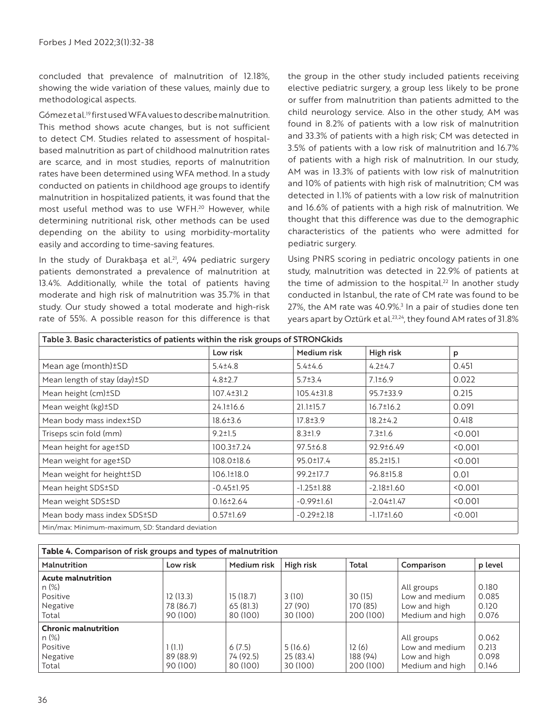concluded that prevalence of malnutrition of 12.18%, showing the wide variation of these values, mainly due to methodological aspects.

Gómez et al.[19] first used WFA values to describe malnutrition. This method shows acute changes, but is not sufficient to detect CM. Studies related to assessment of hospital-based malnutrition as part of childhood malnutrition rates are scarce, and in most studies, reports of malnutrition rates have been determined using WFA method. In a study conducted on patients in childhood age groups to identify malnutrition in hospitalized patients, it was found that the most useful method was to use WFH.[20] However, while determining nutritional risk, other methods can be used depending on the ability to using morbidity-mortality easily and according to time-saving features.

In the study of Durakbaşa et al.[21], 494 pediatric surgery patients demonstrated a prevalence of malnutrition at 13.4%. Additionally, while the total of patients having moderate and high risk of malnutrition was 35.7% in that study. Our study showed a total moderate and high-risk rate of 55%. A possible reason for this difference is that the group in the other study included patients receiving elective pediatric surgery, a group less likely to be prone or suffer from malnutrition than patients admitted to the child neurology service. Also in the other study, AM was found in 8.2% of patients with a low risk of malnutrition and 33.3% of patients with a high risk; CM was detected in 3.5% of patients with a low risk of malnutrition and 16.7% of patients with a high risk of malnutrition. In our study, AM was in 13.3% of patients with low risk of malnutrition and 10% of patients with high risk of malnutrition; CM was detected in 1.1% of patients with a low risk of malnutrition and 16.6% of patients with a high risk of malnutrition. We thought that this difference was due to the demographic characteristics of the patients who were admitted for pediatric surgery.

Using PNRS scoring in pediatric oncology patients in one study, malnutrition was detected in 22.9% of patients at the time of admission to the hospital.[22] In another study conducted in Istanbul, the rate of CM rate was found to be 27%, the AM rate was 40.9%.[3] In a pair of studies done ten years apart by Oztürk et al.[23,24], they found AM rates of 31.8%

**Table 3.** Basic characteristics of patients within the risk groups of STRONGkids

| | Low risk | Medium risk | High risk | p |
|---|---|---|---|---|
| Mean age (month)±SD | 5.4±4.8 | 5.4±4.6 | 4.2±4.7 | 0.451 |
| Mean length of stay (day)±SD | 4.8±2.7 | 5.7±3.4 | 7.1±6.9 | 0.022 |
| Mean height (cm)±SD | 107.4±31.2 | 105.4±31.8 | 95.7±33.9 | 0.215 |
| Mean weight (kg)±SD | 24.1±16.6 | 21.1±15.7 | 16.7±16.2 | 0.091 |
| Mean body mass index±SD | 18.6±3.6 | 17.8±3.9 | 18.2±4.2 | 0.418 |
| Triseps scin fold (mm) | 9.2±1.5 | 8.3±1.9 | 7.3±1.6 | <0.001 |
| Mean height for age±SD | 100.3±7.24 | 97.5±6.8 | 92.9±6.49 | <0.001 |
| Mean weight for age±SD | 108.0±18.6 | 95.0±17.4 | 85.2±15.1 | <0.001 |
| Mean weight for height±SD | 106.1±18.0 | 99.2±17.7 | 96.8±15.8 | 0.01 |
| Mean height SDS±SD | -0.45±1.95 | -1.25±1.88 | -2.18±1.60 | <0.001 |
| Mean weight SDS±SD | 0.16±2.64 | -0.99±1.61 | -2.04±1.47 | <0.001 |
| Mean body mass index SDS±SD | 0.57±1.69 | -0.29±2.18 | -1.17±1.60 | <0.001 |

Min/max: Minimum-maximum, SD: Standard deviation

**Table 4.** Comparison of risk groups and types of malnutrition

| Malnutrition | Low risk | Medium risk | High risk | Total | Comparison | p level |
|---|---|---|---|---|---|---|
| **Acute malnutrition** | | | | | | |
| n (%) | | | | | All groups | 0.180 |
| Positive | 12 (13.3) | 15 (18.7) | 3 (10) | 30 (15) | Low and medium | 0.085 |
| Negative | 78 (86.7) | 65 (81.3) | 27 (90) | 170 (85) | Low and high | 0.120 |
| Total | 90 (100) | 80 (100) | 30 (100) | 200 (100) | Medium and high | 0.076 |
| **Chronic malnutrition** | | | | | | |
| n (%) | | | | | All groups | 0.062 |
| Positive | 1 (1.1) | 6 (7.5) | 5 (16.6) | 12 (6) | Low and medium | 0.213 |
| Negative | 89 (88.9) | 74 (92.5) | 25 (83.4) | 188 (94) | Low and high | 0.098 |
| Total | 90 (100) | 80 (100) | 30 (100) | 200 (100) | Medium and high | 0.146 |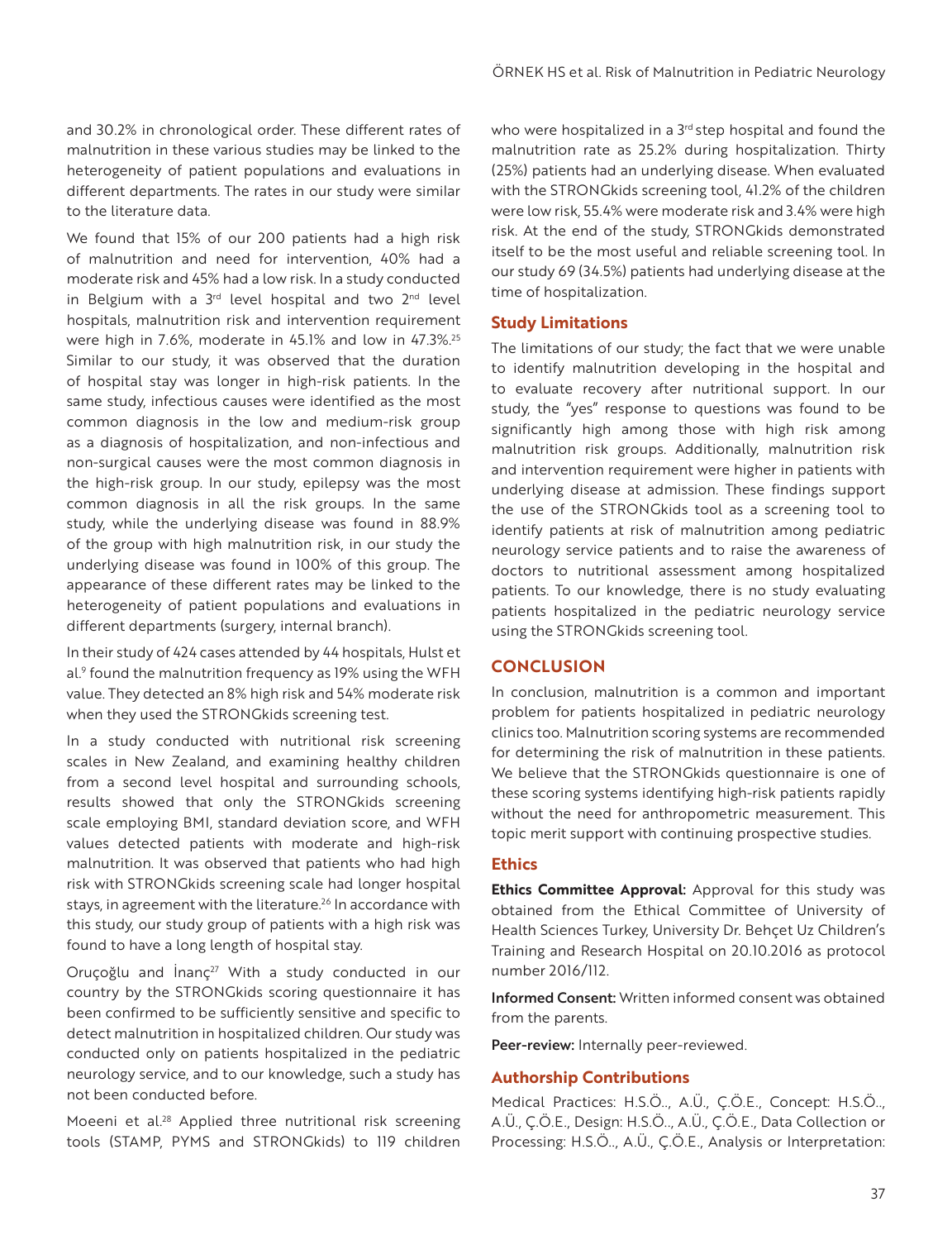and 30.2% in chronological order. These different rates of malnutrition in these various studies may be linked to the heterogeneity of patient populations and evaluations in different departments. The rates in our study were similar to the literature data.

We found that 15% of our 200 patients had a high risk of malnutrition and need for intervention, 40% had a moderate risk and 45% had a low risk. In a study conducted in Belgium with a 3rd level hospital and two 2nd level hospitals, malnutrition risk and intervention requirement were high in 7.6%, moderate in 45.1% and low in 47.3%.[25] Similar to our study, it was observed that the duration of hospital stay was longer in high-risk patients. In the same study, infectious causes were identified as the most common diagnosis in the low and medium-risk group as a diagnosis of hospitalization, and non-infectious and non-surgical causes were the most common diagnosis in the high-risk group. In our study, epilepsy was the most common diagnosis in all the risk groups. In the same study, while the underlying disease was found in 88.9% of the group with high malnutrition risk, in our study the underlying disease was found in 100% of this group. The appearance of these different rates may be linked to the heterogeneity of patient populations and evaluations in different departments (surgery, internal branch).

In their study of 424 cases attended by 44 hospitals, Hulst et al.[9] found the malnutrition frequency as 19% using the WFH value. They detected an 8% high risk and 54% moderate risk when they used the STRONGkids screening test.

In a study conducted with nutritional risk screening scales in New Zealand, and examining healthy children from a second level hospital and surrounding schools, results showed that only the STRONGkids screening scale employing BMI, standard deviation score, and WFH values detected patients with moderate and high-risk malnutrition. It was observed that patients who had high risk with STRONGkids screening scale had longer hospital stays, in agreement with the literature.[26] In accordance with this study, our study group of patients with a high risk was found to have a long length of hospital stay.

Oruçoğlu and İnanç[27] With a study conducted in our country by the STRONGkids scoring questionnaire it has been confirmed to be sufficiently sensitive and specific to detect malnutrition in hospitalized children. Our study was conducted only on patients hospitalized in the pediatric neurology service, and to our knowledge, such a study has not been conducted before.

Moeeni et al.[28] Applied three nutritional risk screening tools (STAMP, PYMS and STRONGkids) to 119 children who were hospitalized in a 3rd step hospital and found the malnutrition rate as 25.2% during hospitalization. Thirty (25%) patients had an underlying disease. When evaluated with the STRONGkids screening tool, 41.2% of the children were low risk, 55.4% were moderate risk and 3.4% were high risk. At the end of the study, STRONGkids demonstrated itself to be the most useful and reliable screening tool. In our study 69 (34.5%) patients had underlying disease at the time of hospitalization.

## Study Limitations

The limitations of our study; the fact that we were unable to identify malnutrition developing in the hospital and to evaluate recovery after nutritional support. In our study, the "yes" response to questions was found to be significantly high among those with high risk among malnutrition risk groups. Additionally, malnutrition risk and intervention requirement were higher in patients with underlying disease at admission. These findings support the use of the STRONGkids tool as a screening tool to identify patients at risk of malnutrition among pediatric neurology service patients and to raise the awareness of doctors to nutritional assessment among hospitalized patients. To our knowledge, there is no study evaluating patients hospitalized in the pediatric neurology service using the STRONGkids screening tool.

## CONCLUSION

In conclusion, malnutrition is a common and important problem for patients hospitalized in pediatric neurology clinics too. Malnutrition scoring systems are recommended for determining the risk of malnutrition in these patients. We believe that the STRONGkids questionnaire is one of these scoring systems identifying high-risk patients rapidly without the need for anthropometric measurement. This topic merit support with continuing prospective studies.

## Ethics

**Ethics Committee Approval:** Approval for this study was obtained from the Ethical Committee of University of Health Sciences Turkey, University Dr. Behçet Uz Children's Training and Research Hospital on 20.10.2016 as protocol number 2016/112.

**Informed Consent:** Written informed consent was obtained from the parents.

**Peer-review:** Internally peer-reviewed.

## Authorship Contributions

Medical Practices: H.S.Ö.., A.Ü., Ç.Ö.E., Concept: H.S.Ö.., A.Ü., Ç.Ö.E., Design: H.S.Ö.., A.Ü., Ç.Ö.E., Data Collection or Processing: H.S.Ö.., A.Ü., Ç.Ö.E., Analysis or Interpretation: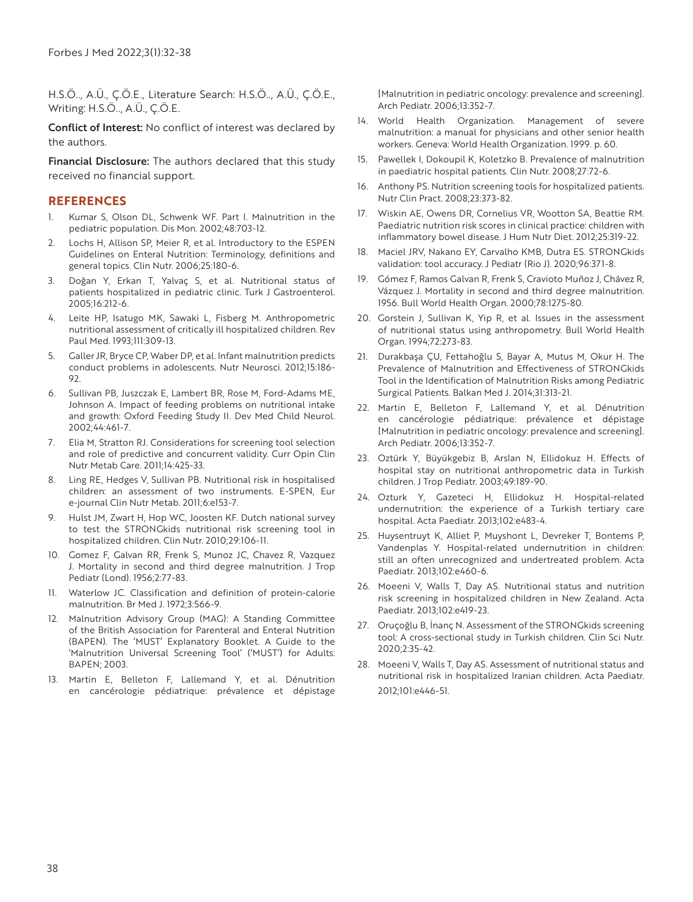H.S.Ö.., A.Ü., Ç.Ö.E., Literature Search: H.S.Ö.., A.Ü., Ç.Ö.E., Writing: H.S.Ö.., A.Ü., Ç.Ö.E.

**Conflict of Interest:** No conflict of interest was declared by the authors.

**Financial Disclosure:** The authors declared that this study received no financial support.

## REFERENCES

1. Kumar S, Olson DL, Schwenk WF. Part I. Malnutrition in the pediatric population. Dis Mon. 2002;48:703-12.
2. Lochs H, Allison SP, Meier R, et al. Introductory to the ESPEN Guidelines on Enteral Nutrition: Terminology, definitions and general topics. Clin Nutr. 2006;25:180-6.
3. Doğan Y, Erkan T, Yalvaç S, et al. Nutritional status of patients hospitalized in pediatric clinic. Turk J Gastroenterol. 2005;16:212-6.
4. Leite HP, Isatugo MK, Sawaki L, Fisberg M. Anthropometric nutritional assessment of critically ill hospitalized children. Rev Paul Med. 1993;111:309-13.
5. Galler JR, Bryce CP, Waber DP, et al. Infant malnutrition predicts conduct problems in adolescents. Nutr Neurosci. 2012;15:186-92.
6. Sullivan PB, Juszczak E, Lambert BR, Rose M, Ford-Adams ME, Johnson A. Impact of feeding problems on nutritional intake and growth: Oxford Feeding Study II. Dev Med Child Neurol. 2002;44:461-7.
7. Elia M, Stratton RJ. Considerations for screening tool selection and role of predictive and concurrent validity. Curr Opin Clin Nutr Metab Care. 2011;14:425-33.
8. Ling RE, Hedges V, Sullivan PB. Nutritional risk in hospitalised children: an assessment of two instruments. E-SPEN, Eur e-journal Clin Nutr Metab. 2011;6:e153-7.
9. Hulst JM, Zwart H, Hop WC, Joosten KF. Dutch national survey to test the STRONGkids nutritional risk screening tool in hospitalized children. Clin Nutr. 2010;29:106-11.
10. Gomez F, Galvan RR, Frenk S, Munoz JC, Chavez R, Vazquez J. Mortality in second and third degree malnutrition. J Trop Pediatr (Lond). 1956;2:77-83.
11. Waterlow JC. Classification and definition of protein-calorie malnutrition. Br Med J. 1972;3:566-9.
12. Malnutrition Advisory Group (MAG): A Standing Committee of the British Association for Parenteral and Enteral Nutrition (BAPEN). The 'MUST' Explanatory Booklet. A Guide to the 'Malnutrition Universal Screening Tool' ('MUST') for Adults: BAPEN; 2003.
13. Martin E, Belleton F, Lallemand Y, et al. Dénutrition en cancérologie pédiatrique: prévalence et dépistage [Malnutrition in pediatric oncology: prevalence and screening]. Arch Pediatr. 2006;13:352-7.
14. World Health Organization. Management of severe malnutrition: a manual for physicians and other senior health workers. Geneva: World Health Organization. 1999. p. 60.
15. Pawellek I, Dokoupil K, Koletzko B. Prevalence of malnutrition in paediatric hospital patients. Clin Nutr. 2008;27:72-6.
16. Anthony PS. Nutrition screening tools for hospitalized patients. Nutr Clin Pract. 2008;23:373-82.
17. Wiskin AE, Owens DR, Cornelius VR, Wootton SA, Beattie RM. Paediatric nutrition risk scores in clinical practice: children with inflammatory bowel disease. J Hum Nutr Diet. 2012;25:319-22.
18. Maciel JRV, Nakano EY, Carvalho KMB, Dutra ES. STRONGkids validation: tool accuracy. J Pediatr (Rio J). 2020;96:371-8.
19. Gómez F, Ramos Galvan R, Frenk S, Cravioto Muñoz J, Chávez R, Vázquez J. Mortality in second and third degree malnutrition. 1956. Bull World Health Organ. 2000;78:1275-80.
20. Gorstein J, Sullivan K, Yip R, et al. Issues in the assessment of nutritional status using anthropometry. Bull World Health Organ. 1994;72:273-83.
21. Durakbaşa ÇU, Fettahoğlu S, Bayar A, Mutus M, Okur H. The Prevalence of Malnutrition and Effectiveness of STRONGkids Tool in the Identification of Malnutrition Risks among Pediatric Surgical Patients. Balkan Med J. 2014;31:313-21.
22. Martin E, Belleton F, Lallemand Y, et al. Dénutrition en cancérologie pédiatrique: prévalence et dépistage [Malnutrition in pediatric oncology: prevalence and screening]. Arch Pediatr. 2006;13:352-7.
23. Oztürk Y, Büyükgebiz B, Arslan N, Ellidokuz H. Effects of hospital stay on nutritional anthropometric data in Turkish children. J Trop Pediatr. 2003;49:189-90.
24. Ozturk Y, Gazeteci H, Ellidokuz H. Hospital-related undernutrition: the experience of a Turkish tertiary care hospital. Acta Paediatr. 2013;102:e483-4.
25. Huysentruyt K, Alliet P, Muyshont L, Devreker T, Bontems P, Vandenplas Y. Hospital-related undernutrition in children: still an often unrecognized and undertreated problem. Acta Paediatr. 2013;102:e460-6.
26. Moeeni V, Walls T, Day AS. Nutritional status and nutrition risk screening in hospitalized children in New Zealand. Acta Paediatr. 2013;102:e419-23.
27. Oruçoğlu B, İnanç N. Assessment of the STRONGkids screening tool: A cross-sectional study in Turkish children. Clin Sci Nutr. 2020;2:35-42.
28. Moeeni V, Walls T, Day AS. Assessment of nutritional status and nutritional risk in hospitalized Iranian children. Acta Paediatr. 2012;101:e446-51.